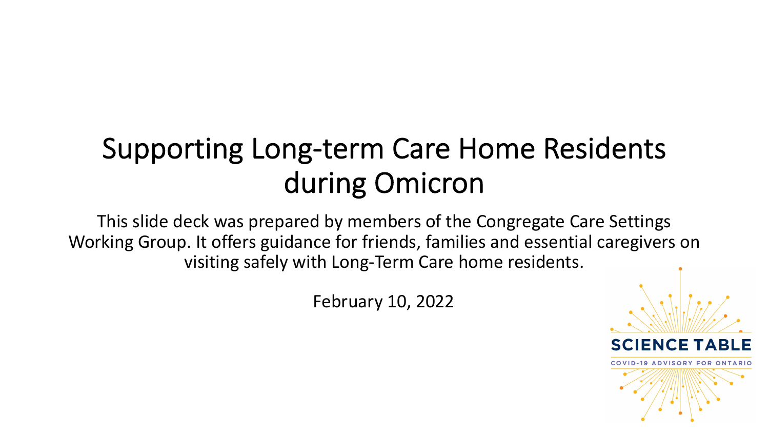# Supporting Long-term Care Home Residents during Omicron

This slide deck was prepared by members of the Congregate Care Settings Working Group. It offers guidance for friends, families and essential caregivers on visiting safely with Long-Term Care home residents.

February 10, 2022

SCIENCE TABLE

COVID-19 ADVISORY FOR ONTARIO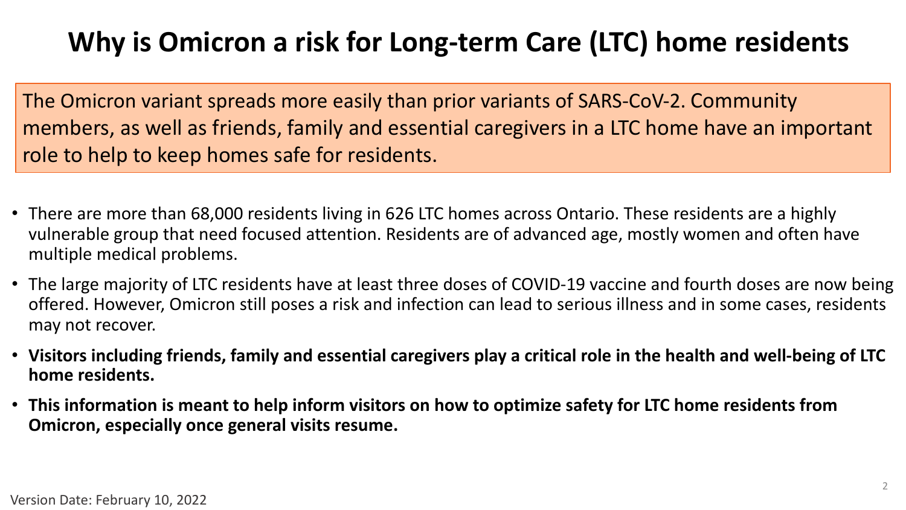# Why is Omicron a risk for Long-term Care (LTC) home residents

The Omicron variant spreads more easily than prior variants of SARS-CoV-2. Community members, as well as friends, family and essential caregivers in a LTC home have an important role to help to keep homes safe for residents.

- There are more than 68,000 residents living in 626 LTC homes across Ontario. These residents are a highly vulnerable group that need focused attention. Residents are of advanced age, mostly women and often have multiple medical problems.
- The large majority of LTC residents have at least three doses of COVID-19 vaccine and fourth doses are now being offered. However, Omicron still poses a risk and infection can lead to serious illness and in some cases, residents may not recover.
- **Visitors including friends, family and essential caregivers play a critical role in the health and well-being of LTC home residents.**
- **This information is meant to help inform visitors on how to optimize safety for LTC home residents from Omicron, especially once general visits resume.**

Version Date: February 10, 2022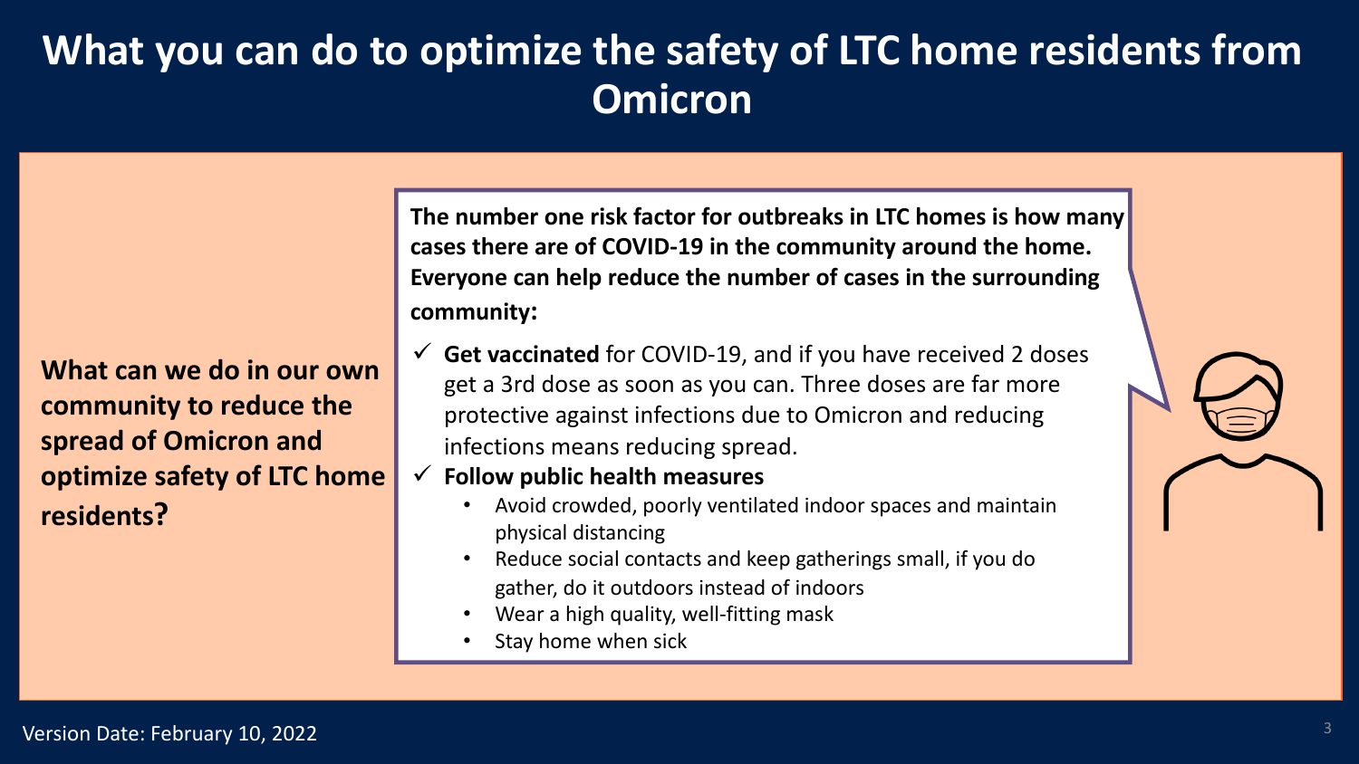# What you can do to optimize the safety of LTC home residents from Omicron

**What can we do in our own community to reduce the spread of Omicron and optimize safety of LTC home residents?**

**The number one risk factor for outbreaks in LTC homes is how many cases there are of COVID-19 in the community around the home. Everyone can help reduce the number of cases in the surrounding community:**

- ✓ **Get vaccinated** for COVID-19, and if you have received 2 doses get a 3rd dose as soon as you can. Three doses are far more protective against infections due to Omicron and reducing infections means reducing spread.
- ✓ **Follow public health measures**
  - Avoid crowded, poorly ventilated indoor spaces and maintain physical distancing
  - Reduce social contacts and keep gatherings small, if you do gather, do it outdoors instead of indoors
  - Wear a high quality, well-fitting mask
  - Stay home when sick

Version Date: February 10, 2022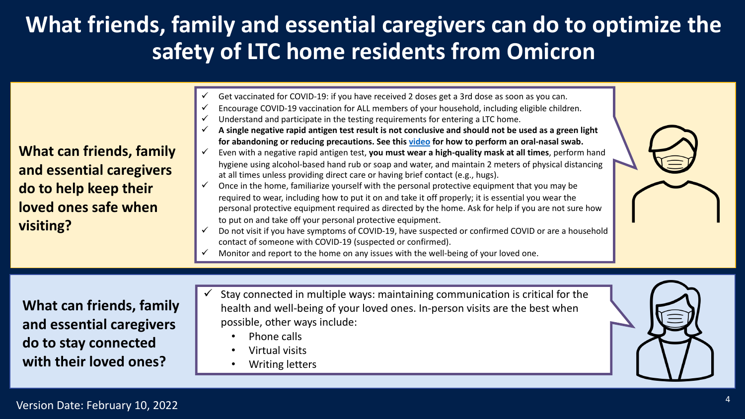# What friends, family and essential caregivers can do to optimize the safety of LTC home residents from Omicron

**What can friends, family and essential caregivers do to help keep their loved ones safe when visiting?**

- ✓ Get vaccinated for COVID-19: if you have received 2 doses get a 3rd dose as soon as you can.
- ✓ Encourage COVID-19 vaccination for ALL members of your household, including eligible children.
- ✓ Understand and participate in the testing requirements for entering a LTC home.
- ✓ **A single negative rapid antigen test result is not conclusive and should not be used as a green light for abandoning or reducing precautions. See this video for how to perform an oral-nasal swab.**
- ✓ Even with a negative rapid antigen test, **you must wear a high-quality mask at all times**, perform hand hygiene using alcohol-based hand rub or soap and water, and maintain 2 meters of physical distancing at all times unless providing direct care or having brief contact (e.g., hugs).
- ✓ Once in the home, familiarize yourself with the personal protective equipment that you may be required to wear, including how to put it on and take it off properly; it is essential you wear the personal protective equipment required as directed by the home. Ask for help if you are not sure how to put on and take off your personal protective equipment.
- ✓ Do not visit if you have symptoms of COVID-19, have suspected or confirmed COVID or are a household contact of someone with COVID-19 (suspected or confirmed).
- ✓ Monitor and report to the home on any issues with the well-being of your loved one.

**What can friends, family and essential caregivers do to stay connected with their loved ones?**

- ✓ Stay connected in multiple ways: maintaining communication is critical for the health and well-being of your loved ones. In-person visits are the best when possible, other ways include:
  - Phone calls
  - Virtual visits
  - Writing letters

Version Date: February 10, 2022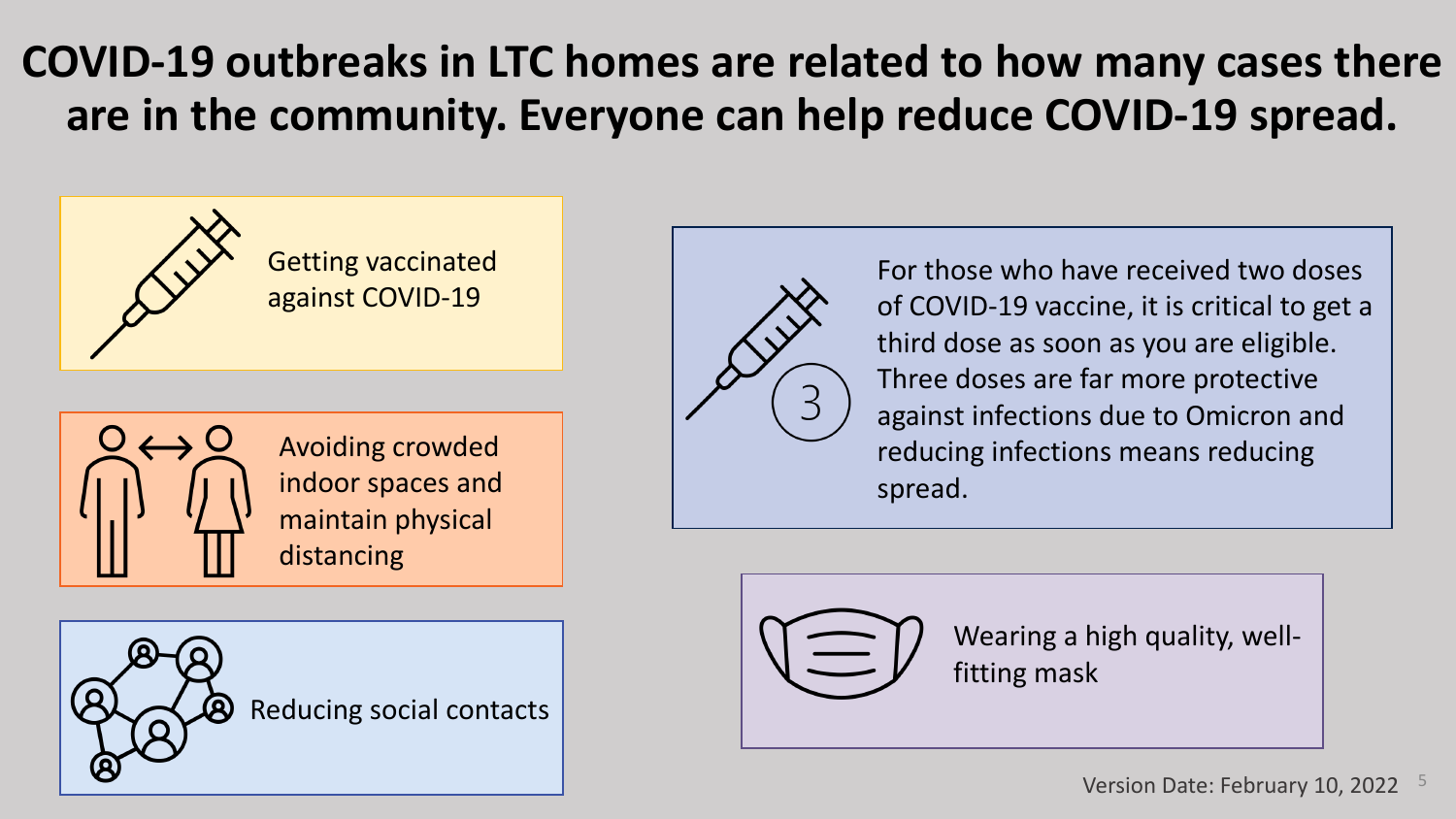# COVID-19 outbreaks in LTC homes are related to how many cases there are in the community. Everyone can help reduce COVID-19 spread.

- Getting vaccinated against COVID-19
- Avoiding crowded indoor spaces and maintain physical distancing
- Reducing social contacts

For those who have received two doses of COVID-19 vaccine, it is critical to get a third dose as soon as you are eligible. Three doses are far more protective against infections due to Omicron and reducing infections means reducing spread.

Wearing a high quality, well-fitting mask

Version Date: February 10, 2022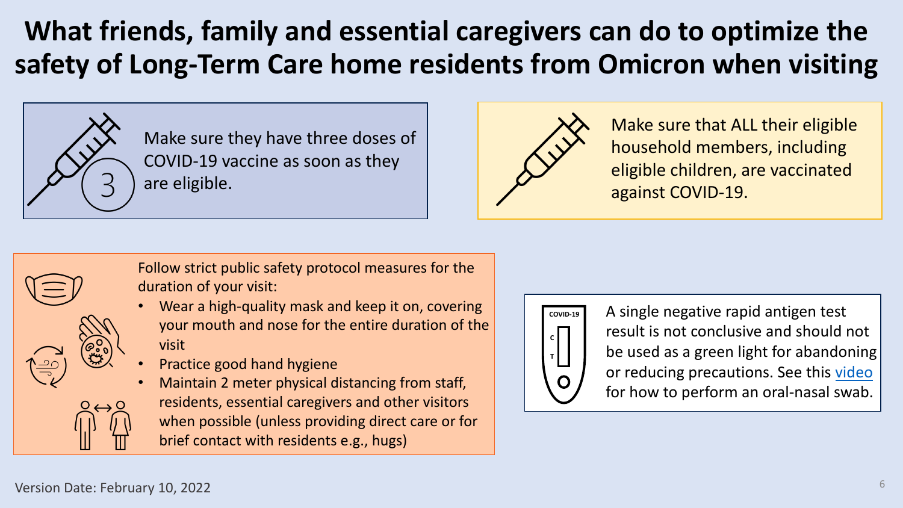# What friends, family and essential caregivers can do to optimize the safety of Long-Term Care home residents from Omicron when visiting

Make sure they have three doses of COVID-19 vaccine as soon as they are eligible.

Make sure that ALL their eligible household members, including eligible children, are vaccinated against COVID-19.

Follow strict public safety protocol measures for the duration of your visit:

- Wear a high-quality mask and keep it on, covering your mouth and nose for the entire duration of the visit
- Practice good hand hygiene
- Maintain 2 meter physical distancing from staff, residents, essential caregivers and other visitors when possible (unless providing direct care or for brief contact with residents e.g., hugs)

A single negative rapid antigen test result is not conclusive and should not be used as a green light for abandoning or reducing precautions. See this video for how to perform an oral-nasal swab.

Version Date: February 10, 2022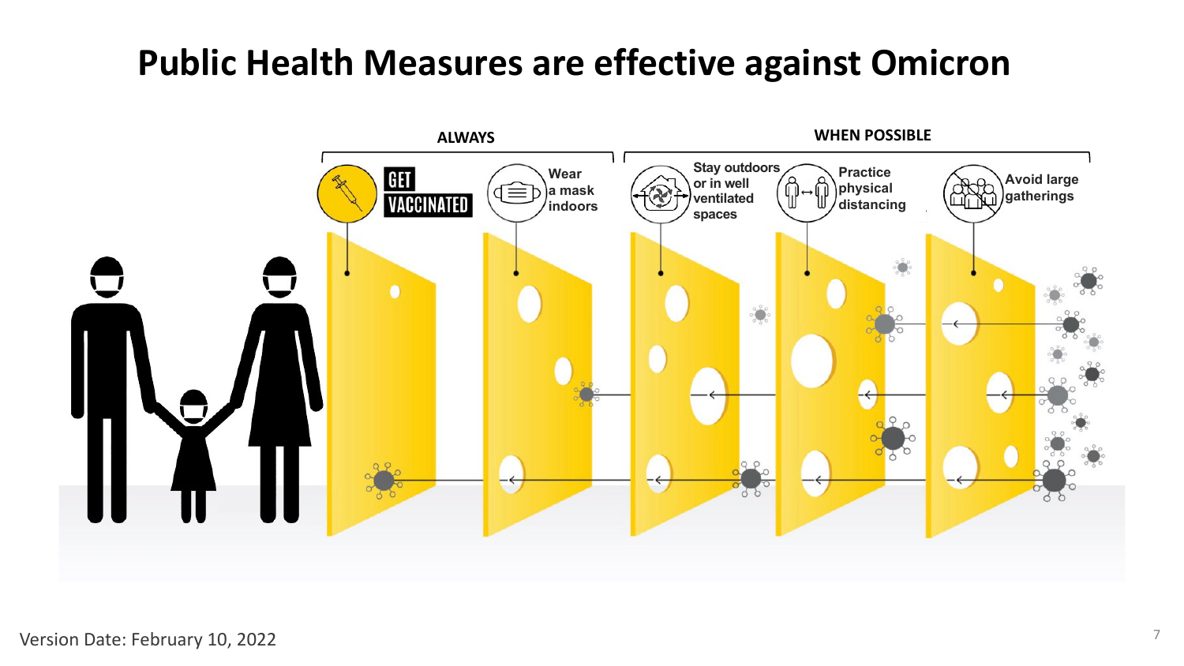# Public Health Measures are effective against Omicron

ALWAYS

WHEN POSSIBLE

GET VACCINATED

Wear a mask indoors

Stay outdoors or in well ventilated spaces

Practice physical distancing

Avoid large gatherings

Version Date: February 10, 2022